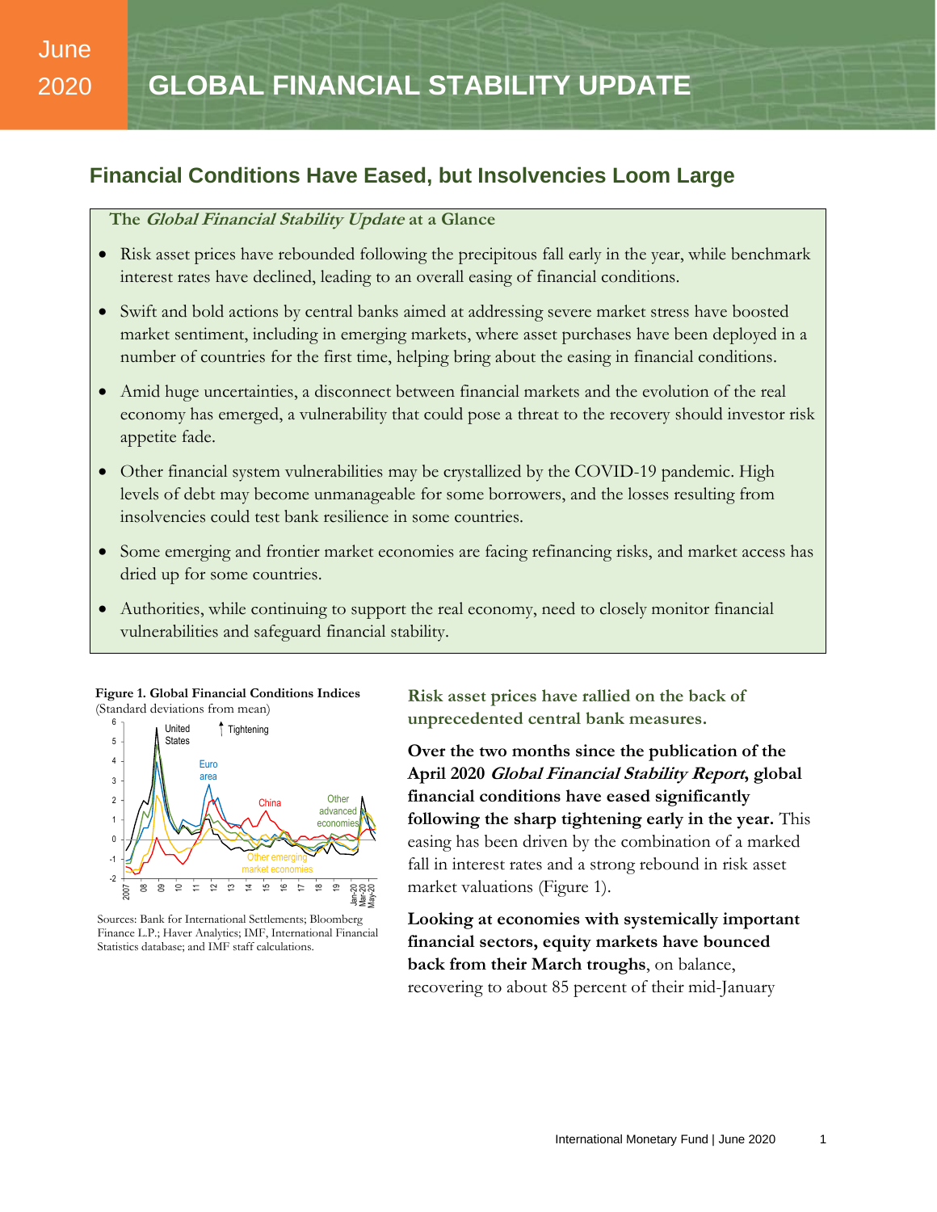June 2020

# GLOBAL FINANCIAL STABILITY UPDATE

## Financial Conditions Have Eased, but Insolvencies Loom Large

**The *Global Financial Stability Update* at a Glance**

- Risk asset prices have rebounded following the precipitous fall early in the year, while benchmark interest rates have declined, leading to an overall easing of financial conditions.
- Swift and bold actions by central banks aimed at addressing severe market stress have boosted market sentiment, including in emerging markets, where asset purchases have been deployed in a number of countries for the first time, helping bring about the easing in financial conditions.
- Amid huge uncertainties, a disconnect between financial markets and the evolution of the real economy has emerged, a vulnerability that could pose a threat to the recovery should investor risk appetite fade.
- Other financial system vulnerabilities may be crystallized by the COVID-19 pandemic. High levels of debt may become unmanageable for some borrowers, and the losses resulting from insolvencies could test bank resilience in some countries.
- Some emerging and frontier market economies are facing refinancing risks, and market access has dried up for some countries.
- Authorities, while continuing to support the real economy, need to closely monitor financial vulnerabilities and safeguard financial stability.

**Figure 1. Global Financial Conditions Indices**
(Standard deviations from mean)

Sources: Bank for International Settlements; Bloomberg Finance L.P.; Haver Analytics; IMF, International Financial Statistics database; and IMF staff calculations.

### Risk asset prices have rallied on the back of unprecedented central bank measures.

**Over the two months since the publication of the April 2020 *Global Financial Stability Report*, global financial conditions have eased significantly following the sharp tightening early in the year.** This easing has been driven by the combination of a marked fall in interest rates and a strong rebound in risk asset market valuations (Figure 1).

**Looking at economies with systemically important financial sectors, equity markets have bounced back from their March troughs**, on balance, recovering to about 85 percent of their mid-January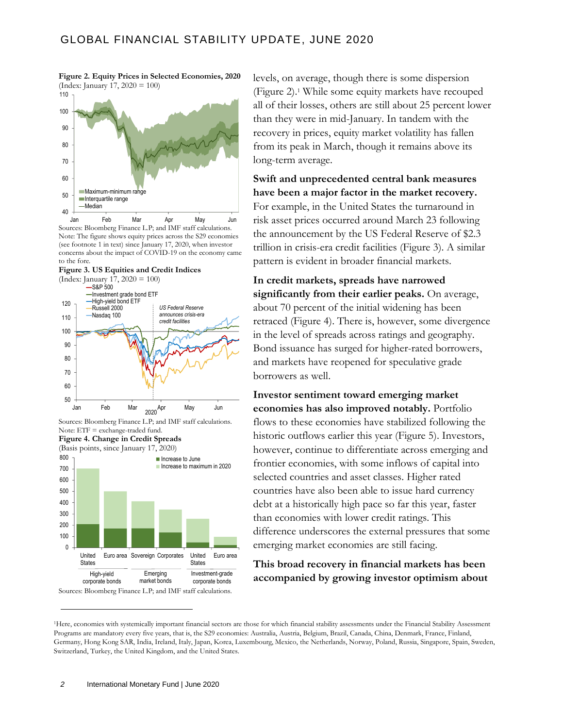**Figure 2. Equity Prices in Selected Economies, 2020**
(Index: January 17, 2020 = 100)

Sources: Bloomberg Finance L.P; and IMF staff calculations.
Note: The figure shows equity prices across the S29 economies (see footnote 1 in text) since January 17, 2020, when investor concerns about the impact of COVID-19 on the economy came to the fore.

**Figure 3. US Equities and Credit Indices**
(Index: January 17, 2020 = 100)

Sources: Bloomberg Finance L.P; and IMF staff calculations.
Note: ETF = exchange-traded fund.

**Figure 4. Change in Credit Spreads**
(Basis points, since January 17, 2020)

Sources: Bloomberg Finance L.P; and IMF staff calculations.

levels, on average, though there is some dispersion (Figure 2).[1] While some equity markets have recouped all of their losses, others are still about 25 percent lower than they were in mid-January. In tandem with the recovery in prices, equity market volatility has fallen from its peak in March, though it remains above its long-term average.

**Swift and unprecedented central bank measures have been a major factor in the market recovery.** For example, in the United States the turnaround in risk asset prices occurred around March 23 following the announcement by the US Federal Reserve of $2.3 trillion in crisis-era credit facilities (Figure 3). A similar pattern is evident in broader financial markets.

**In credit markets, spreads have narrowed significantly from their earlier peaks.** On average, about 70 percent of the initial widening has been retraced (Figure 4). There is, however, some divergence in the level of spreads across ratings and geography. Bond issuance has surged for higher-rated borrowers, and markets have reopened for speculative grade borrowers as well.

**Investor sentiment toward emerging market economies has also improved notably.** Portfolio flows to these economies have stabilized following the historic outflows earlier this year (Figure 5). Investors, however, continue to differentiate across emerging and frontier economies, with some inflows of capital into selected countries and asset classes. Higher rated countries have also been able to issue hard currency debt at a historically high pace so far this year, faster than economies with lower credit ratings. This difference underscores the external pressures that some emerging market economies are still facing.

**This broad recovery in financial markets has been accompanied by growing investor optimism about**

[1] Here, economies with systemically important financial sectors are those for which financial stability assessments under the Financial Stability Assessment Programs are mandatory every five years, that is, the S29 economies: Australia, Austria, Belgium, Brazil, Canada, China, Denmark, France, Finland, Germany, Hong Kong SAR, India, Ireland, Italy, Japan, Korea, Luxembourg, Mexico, the Netherlands, Norway, Poland, Russia, Singapore, Spain, Sweden, Switzerland, Turkey, the United Kingdom, and the United States.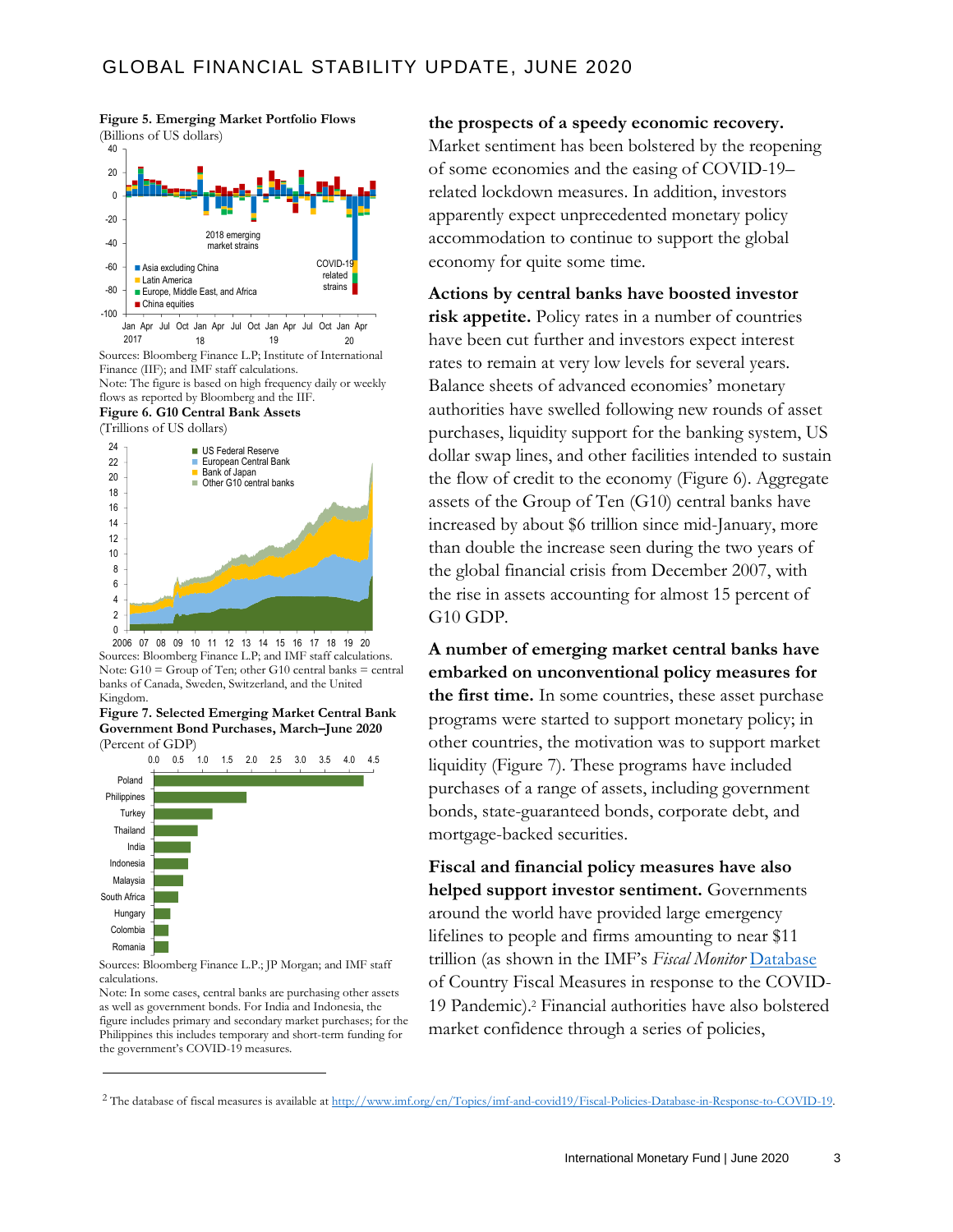**Figure 5. Emerging Market Portfolio Flows**
(Billions of US dollars)

Sources: Bloomberg Finance L.P; Institute of International Finance (IIF); and IMF staff calculations.
Note: The figure is based on high frequency daily or weekly flows as reported by Bloomberg and the IIF.

**Figure 6. G10 Central Bank Assets**
(Trillions of US dollars)

Sources: Bloomberg Finance L.P.; and IMF staff calculations.
Note: G10 = Group of Ten; other G10 central banks = central banks of Canada, Sweden, Switzerland, and the United Kingdom.

**Figure 7. Selected Emerging Market Central Bank Government Bond Purchases, March–June 2020**
(Percent of GDP)

Sources: Bloomberg Finance L.P.; JP Morgan; and IMF staff calculations.
Note: In some cases, central banks are purchasing other assets as well as government bonds. For India and Indonesia, the figure includes primary and secondary market purchases; for the Philippines this includes temporary and short-term funding for the government's COVID-19 measures.

**the prospects of a speedy economic recovery.** Market sentiment has been bolstered by the reopening of some economies and the easing of COVID-19–related lockdown measures. In addition, investors apparently expect unprecedented monetary policy accommodation to continue to support the global economy for quite some time.

**Actions by central banks have boosted investor risk appetite.** Policy rates in a number of countries have been cut further and investors expect interest rates to remain at very low levels for several years. Balance sheets of advanced economies' monetary authorities have swelled following new rounds of asset purchases, liquidity support for the banking system, US dollar swap lines, and other facilities intended to sustain the flow of credit to the economy (Figure 6). Aggregate assets of the Group of Ten (G10) central banks have increased by about $6 trillion since mid-January, more than double the increase seen during the two years of the global financial crisis from December 2007, with the rise in assets accounting for almost 15 percent of G10 GDP.

**A number of emerging market central banks have embarked on unconventional policy measures for the first time.** In some countries, these asset purchase programs were started to support monetary policy; in other countries, the motivation was to support market liquidity (Figure 7). These programs have included purchases of a range of assets, including government bonds, state-guaranteed bonds, corporate debt, and mortgage-backed securities.

**Fiscal and financial policy measures have also helped support investor sentiment.** Governments around the world have provided large emergency lifelines to people and firms amounting to near $11 trillion (as shown in the IMF's *Fiscal Monitor* Database of Country Fiscal Measures in response to the COVID-19 Pandemic).[2] Financial authorities have also bolstered market confidence through a series of policies,

[2] The database of fiscal measures is available at http://www.imf.org/en/Topics/imf-and-covid19/Fiscal-Policies-Database-in-Response-to-COVID-19.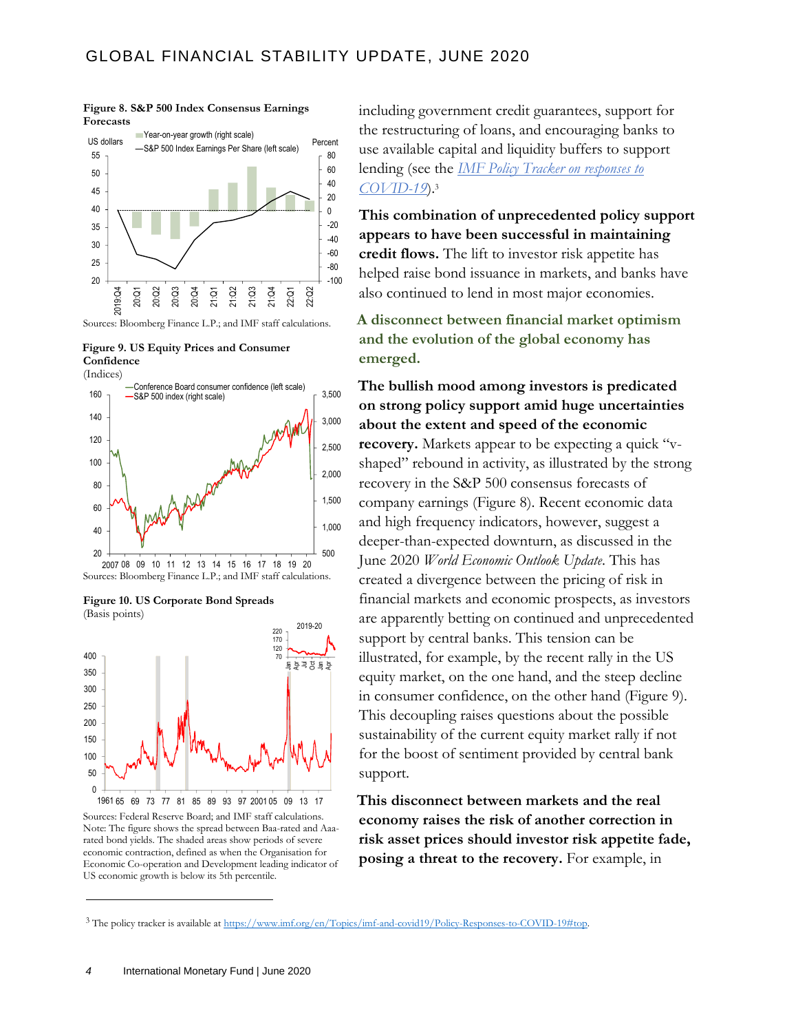**Figure 8. S&P 500 Index Consensus Earnings Forecasts**

Sources: Bloomberg Finance L.P.; and IMF staff calculations.

**Figure 9. US Equity Prices and Consumer Confidence**
(Indices)

Sources: Bloomberg Finance L.P.; and IMF staff calculations.

**Figure 10. US Corporate Bond Spreads**
(Basis points)

Sources: Federal Reserve Board; and IMF staff calculations.
Note: The figure shows the spread between Baa-rated and Aaa-rated bond yields. The shaded areas show periods of severe economic contraction, defined as when the Organisation for Economic Co-operation and Development leading indicator of US economic growth is below its 5th percentile.

including government credit guarantees, support for the restructuring of loans, and encouraging banks to use available capital and liquidity buffers to support lending (see the *IMF Policy Tracker on responses to COVID-19*).[3]

**This combination of unprecedented policy support appears to have been successful in maintaining credit flows.** The lift to investor risk appetite has helped raise bond issuance in markets, and banks have also continued to lend in most major economies.

## A disconnect between financial market optimism and the evolution of the global economy has emerged.

**The bullish mood among investors is predicated on strong policy support amid huge uncertainties about the extent and speed of the economic recovery.** Markets appear to be expecting a quick "v-shaped" rebound in activity, as illustrated by the strong recovery in the S&P 500 consensus forecasts of company earnings (Figure 8). Recent economic data and high frequency indicators, however, suggest a deeper-than-expected downturn, as discussed in the June 2020 *World Economic Outlook Update*. This has created a divergence between the pricing of risk in financial markets and economic prospects, as investors are apparently betting on continued and unprecedented support by central banks. This tension can be illustrated, for example, by the recent rally in the US equity market, on the one hand, and the steep decline in consumer confidence, on the other hand (Figure 9). This decoupling raises questions about the possible sustainability of the current equity market rally if not for the boost of sentiment provided by central bank support.

**This disconnect between markets and the real economy raises the risk of another correction in risk asset prices should investor risk appetite fade, posing a threat to the recovery.** For example, in

[3] The policy tracker is available at https://www.imf.org/en/Topics/imf-and-covid19/Policy-Responses-to-COVID-19#top.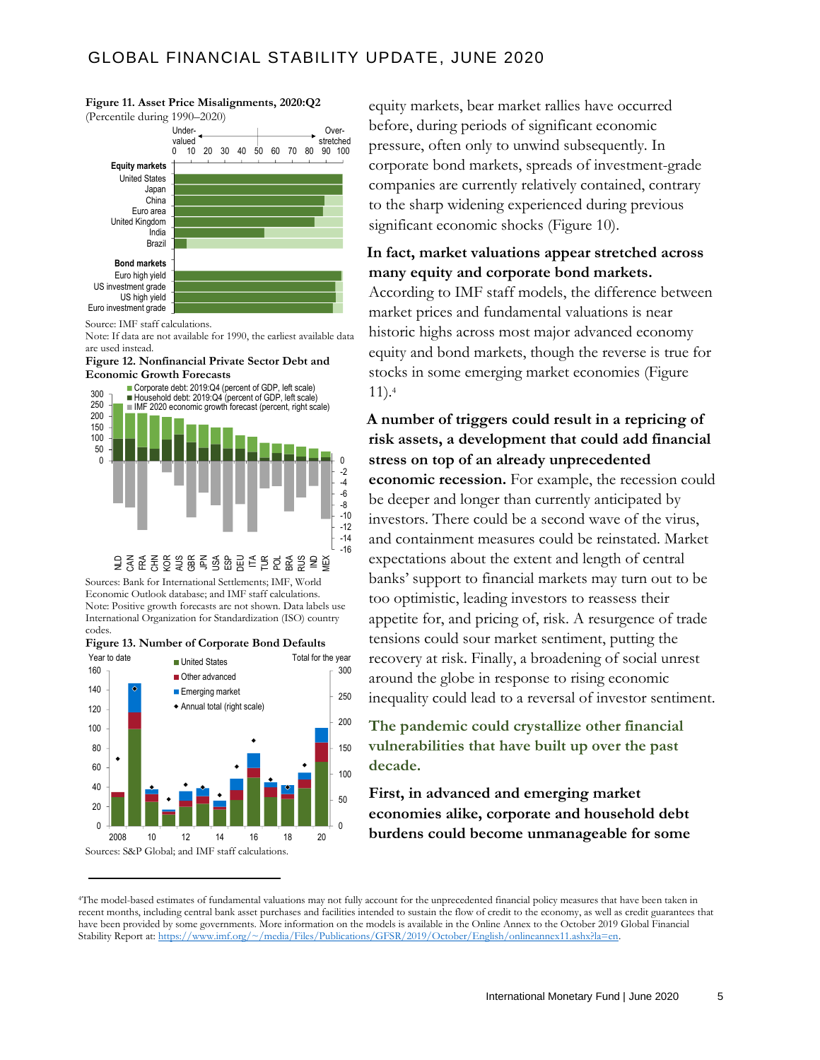**Figure 11. Asset Price Misalignments, 2020:Q2**
(Percentile during 1990–2020)

Source: IMF staff calculations.
Note: If data are not available for 1990, the earliest available data are used instead.

**Figure 12. Nonfinancial Private Sector Debt and Economic Growth Forecasts**

Sources: Bank for International Settlements; IMF, World Economic Outlook database; and IMF staff calculations.
Note: Positive growth forecasts are not shown. Data labels use International Organization for Standardization (ISO) country codes.

**Figure 13. Number of Corporate Bond Defaults**

Sources: S&P Global; and IMF staff calculations.

equity markets, bear market rallies have occurred before, during periods of significant economic pressure, often only to unwind subsequently. In corporate bond markets, spreads of investment-grade companies are currently relatively contained, contrary to the sharp widening experienced during previous significant economic shocks (Figure 10).

**In fact, market valuations appear stretched across many equity and corporate bond markets.** According to IMF staff models, the difference between market prices and fundamental valuations is near historic highs across most major advanced economy equity and bond markets, though the reverse is true for stocks in some emerging market economies (Figure 11).[4]

**A number of triggers could result in a repricing of risk assets, a development that could add financial stress on top of an already unprecedented economic recession.** For example, the recession could be deeper and longer than currently anticipated by investors. There could be a second wave of the virus, and containment measures could be reinstated. Market expectations about the extent and length of central banks' support to financial markets may turn out to be too optimistic, leading investors to reassess their appetite for, and pricing of, risk. A resurgence of trade tensions could sour market sentiment, putting the recovery at risk. Finally, a broadening of social unrest around the globe in response to rising economic inequality could lead to a reversal of investor sentiment.

## The pandemic could crystallize other financial vulnerabilities that have built up over the past decade.

**First, in advanced and emerging market economies alike, corporate and household debt burdens could become unmanageable for some**

[4]The model-based estimates of fundamental valuations may not fully account for the unprecedented financial policy measures that have been taken in recent months, including central bank asset purchases and facilities intended to sustain the flow of credit to the economy, as well as credit guarantees that have been provided by some governments. More information on the models is available in the Online Annex to the October 2019 Global Financial Stability Report at: https://www.imf.org/~/media/Files/Publications/GFSR/2019/October/English/onlineannex11.ashx?la=en.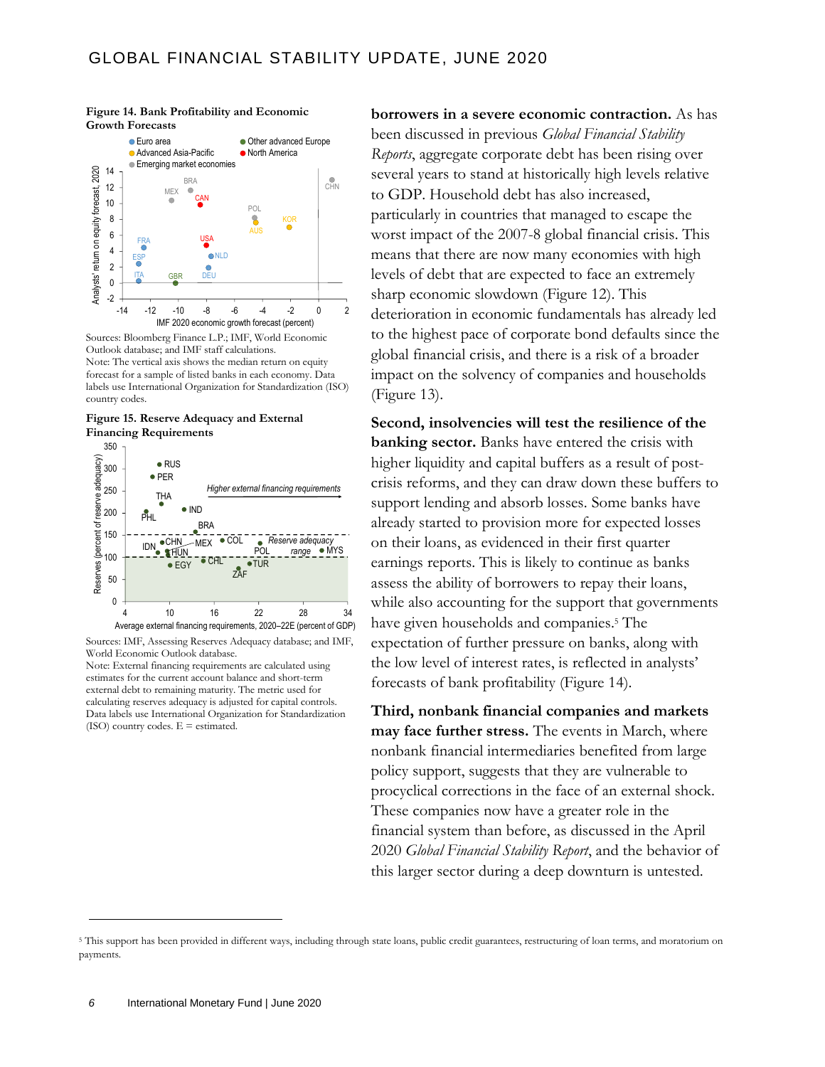**Figure 14. Bank Profitability and Economic Growth Forecasts**

Sources: Bloomberg Finance L.P.; IMF, World Economic Outlook database; and IMF staff calculations.
Note: The vertical axis shows the median return on equity forecast for a sample of listed banks in each economy. Data labels use International Organization for Standardization (ISO) country codes.

**Figure 15. Reserve Adequacy and External Financing Requirements**

Sources: IMF, Assessing Reserves Adequacy database; and IMF, World Economic Outlook database.
Note: External financing requirements are calculated using estimates for the current account balance and short-term external debt to remaining maturity. The metric used for calculating reserves adequacy is adjusted for capital controls. Data labels use International Organization for Standardization (ISO) country codes. E = estimated.

**borrowers in a severe economic contraction.** As has been discussed in previous *Global Financial Stability Reports*, aggregate corporate debt has been rising over several years to stand at historically high levels relative to GDP. Household debt has also increased, particularly in countries that managed to escape the worst impact of the 2007-8 global financial crisis. This means that there are now many economies with high levels of debt that are expected to face an extremely sharp economic slowdown (Figure 12). This deterioration in economic fundamentals has already led to the highest pace of corporate bond defaults since the global financial crisis, and there is a risk of a broader impact on the solvency of companies and households (Figure 13).

**Second, insolvencies will test the resilience of the banking sector.** Banks have entered the crisis with higher liquidity and capital buffers as a result of post-crisis reforms, and they can draw down these buffers to support lending and absorb losses. Some banks have already started to provision more for expected losses on their loans, as evidenced in their first quarter earnings reports. This is likely to continue as banks assess the ability of borrowers to repay their loans, while also accounting for the support that governments have given households and companies.[5] The expectation of further pressure on banks, along with the low level of interest rates, is reflected in analysts' forecasts of bank profitability (Figure 14).

**Third, nonbank financial companies and markets may face further stress.** The events in March, where nonbank financial intermediaries benefited from large policy support, suggests that they are vulnerable to procyclical corrections in the face of an external shock. These companies now have a greater role in the financial system than before, as discussed in the April 2020 *Global Financial Stability Report*, and the behavior of this larger sector during a deep downturn is untested.

[5] This support has been provided in different ways, including through state loans, public credit guarantees, restructuring of loan terms, and moratorium on payments.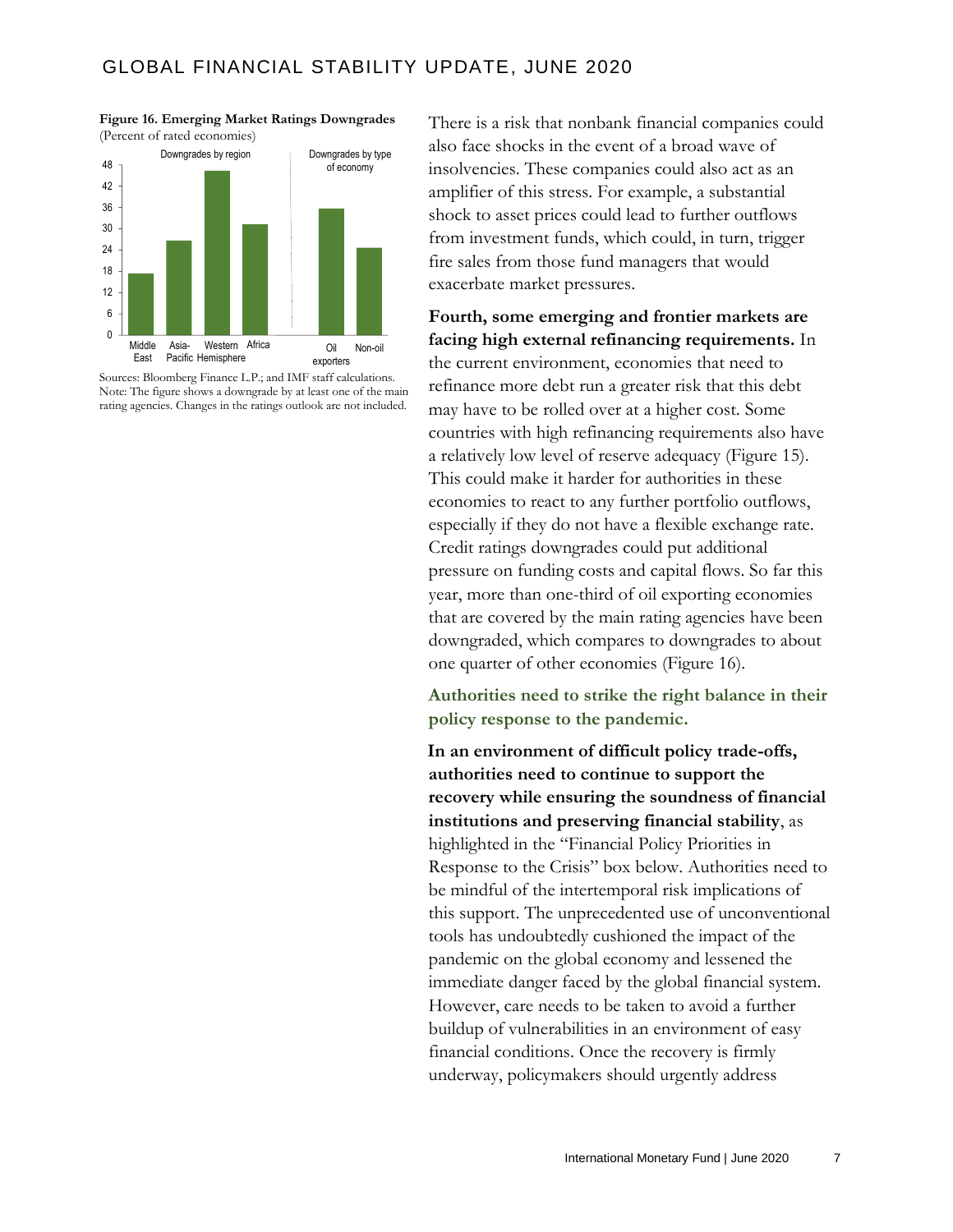**Figure 16. Emerging Market Ratings Downgrades**
(Percent of rated economies)

Sources: Bloomberg Finance L.P.; and IMF staff calculations.
Note: The figure shows a downgrade by at least one of the main rating agencies. Changes in the ratings outlook are not included.

There is a risk that nonbank financial companies could also face shocks in the event of a broad wave of insolvencies. These companies could also act as an amplifier of this stress. For example, a substantial shock to asset prices could lead to further outflows from investment funds, which could, in turn, trigger fire sales from those fund managers that would exacerbate market pressures.

**Fourth, some emerging and frontier markets are facing high external refinancing requirements.** In the current environment, economies that need to refinance more debt run a greater risk that this debt may have to be rolled over at a higher cost. Some countries with high refinancing requirements also have a relatively low level of reserve adequacy (Figure 15). This could make it harder for authorities in these economies to react to any further portfolio outflows, especially if they do not have a flexible exchange rate. Credit ratings downgrades could put additional pressure on funding costs and capital flows. So far this year, more than one-third of oil exporting economies that are covered by the main rating agencies have been downgraded, which compares to downgrades to about one quarter of other economies (Figure 16).

## Authorities need to strike the right balance in their policy response to the pandemic.

**In an environment of difficult policy trade-offs, authorities need to continue to support the recovery while ensuring the soundness of financial institutions and preserving financial stability**, as highlighted in the "Financial Policy Priorities in Response to the Crisis" box below. Authorities need to be mindful of the intertemporal risk implications of this support. The unprecedented use of unconventional tools has undoubtedly cushioned the impact of the pandemic on the global economy and lessened the immediate danger faced by the global financial system. However, care needs to be taken to avoid a further buildup of vulnerabilities in an environment of easy financial conditions. Once the recovery is firmly underway, policymakers should urgently address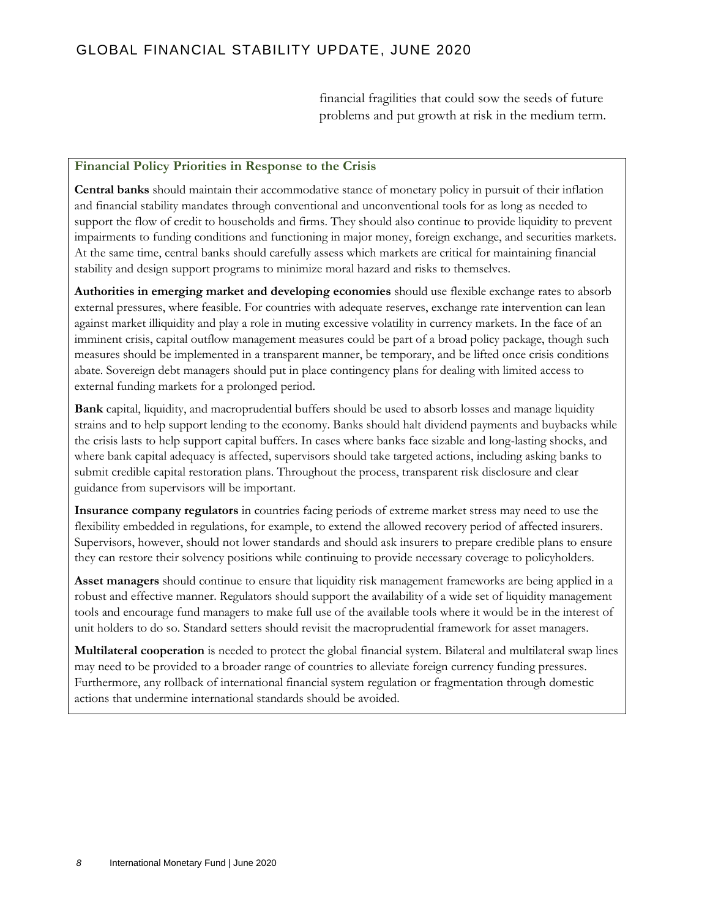financial fragilities that could sow the seeds of future problems and put growth at risk in the medium term.

### Financial Policy Priorities in Response to the Crisis

**Central banks** should maintain their accommodative stance of monetary policy in pursuit of their inflation and financial stability mandates through conventional and unconventional tools for as long as needed to support the flow of credit to households and firms. They should also continue to provide liquidity to prevent impairments to funding conditions and functioning in major money, foreign exchange, and securities markets. At the same time, central banks should carefully assess which markets are critical for maintaining financial stability and design support programs to minimize moral hazard and risks to themselves.

**Authorities in emerging market and developing economies** should use flexible exchange rates to absorb external pressures, where feasible. For countries with adequate reserves, exchange rate intervention can lean against market illiquidity and play a role in muting excessive volatility in currency markets. In the face of an imminent crisis, capital outflow management measures could be part of a broad policy package, though such measures should be implemented in a transparent manner, be temporary, and be lifted once crisis conditions abate. Sovereign debt managers should put in place contingency plans for dealing with limited access to external funding markets for a prolonged period.

**Bank** capital, liquidity, and macroprudential buffers should be used to absorb losses and manage liquidity strains and to help support lending to the economy. Banks should halt dividend payments and buybacks while the crisis lasts to help support capital buffers. In cases where banks face sizable and long-lasting shocks, and where bank capital adequacy is affected, supervisors should take targeted actions, including asking banks to submit credible capital restoration plans. Throughout the process, transparent risk disclosure and clear guidance from supervisors will be important.

**Insurance company regulators** in countries facing periods of extreme market stress may need to use the flexibility embedded in regulations, for example, to extend the allowed recovery period of affected insurers. Supervisors, however, should not lower standards and should ask insurers to prepare credible plans to ensure they can restore their solvency positions while continuing to provide necessary coverage to policyholders.

**Asset managers** should continue to ensure that liquidity risk management frameworks are being applied in a robust and effective manner. Regulators should support the availability of a wide set of liquidity management tools and encourage fund managers to make full use of the available tools where it would be in the interest of unit holders to do so. Standard setters should revisit the macroprudential framework for asset managers.

**Multilateral cooperation** is needed to protect the global financial system. Bilateral and multilateral swap lines may need to be provided to a broader range of countries to alleviate foreign currency funding pressures. Furthermore, any rollback of international financial system regulation or fragmentation through domestic actions that undermine international standards should be avoided.